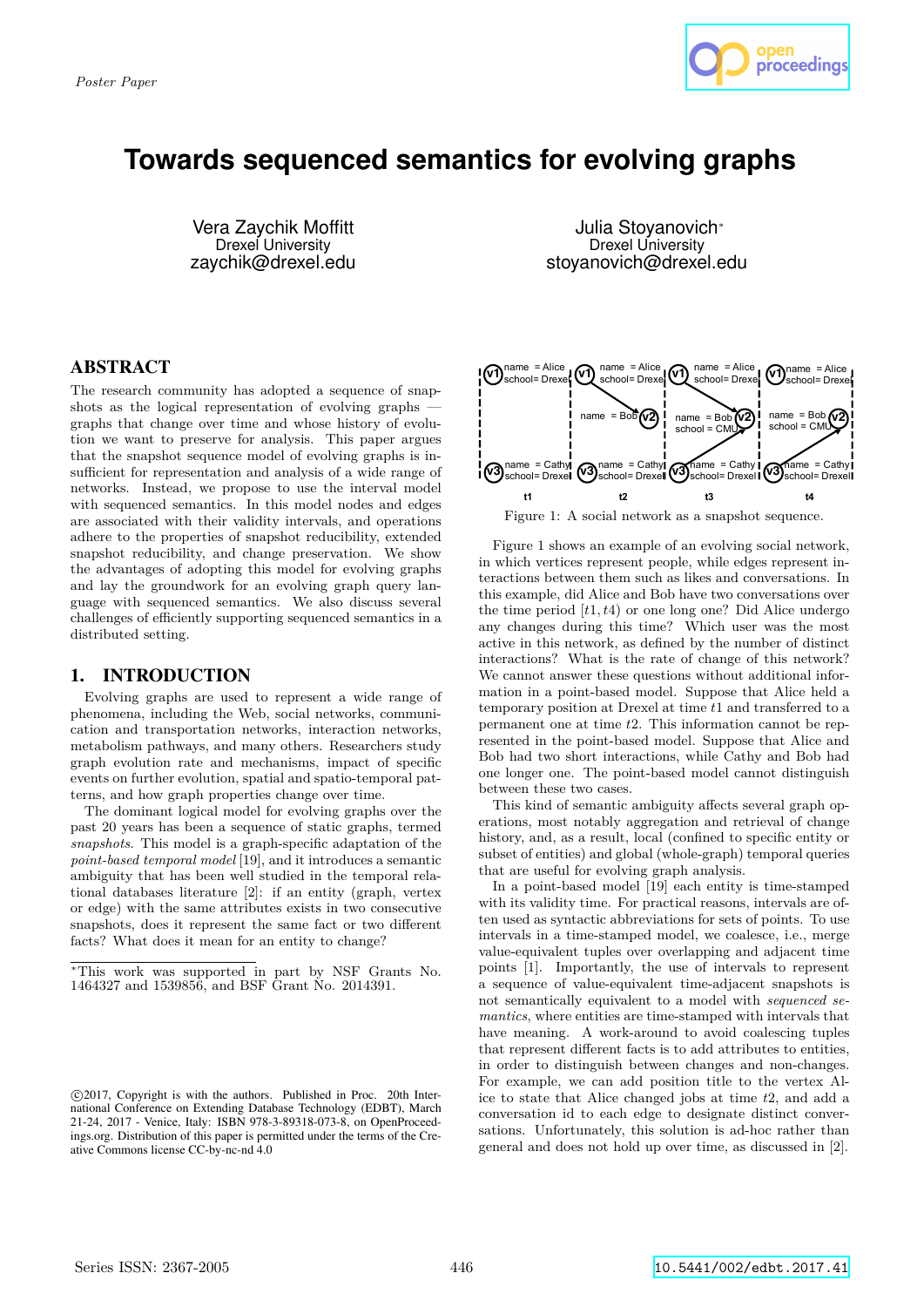Poster Paper

# Towards sequenced semantics for evolving graphs

Vera Zaychik Moffitt
Drexel University
zaychik@drexel.edu

Julia Stoyanovich*
Drexel University
stoyanovich@drexel.edu

## ABSTRACT

The research community has adopted a sequence of snapshots as the logical representation of evolving graphs — graphs that change over time and whose history of evolution we want to preserve for analysis. This paper argues that the snapshot sequence model of evolving graphs is insufficient for representation and analysis of a wide range of networks. Instead, we propose to use the interval model with sequenced semantics. In this model nodes and edges are associated with their validity intervals, and operations adhere to the properties of snapshot reducibility, extended snapshot reducibility, and change preservation. We show the advantages of adopting this model for evolving graphs and lay the groundwork for an evolving graph query language with sequenced semantics. We also discuss several challenges of efficiently supporting sequenced semantics in a distributed setting.

## 1. INTRODUCTION

Evolving graphs are used to represent a wide range of phenomena, including the Web, social networks, communication and transportation networks, interaction networks, metabolism pathways, and many others. Researchers study graph evolution rate and mechanisms, impact of specific events on further evolution, spatial and spatio-temporal patterns, and how graph properties change over time.

The dominant logical model for evolving graphs over the past 20 years has been a sequence of static graphs, termed *snapshots*. This model is a graph-specific adaptation of the *point-based temporal model* [19], and it introduces a semantic ambiguity that has been well studied in the temporal relational databases literature [2]: if an entity (graph, vertex or edge) with the same attributes exists in two consecutive snapshots, does it represent the same fact or two different facts? What does it mean for an entity to change?

Figure 1: A social network as a snapshot sequence.

Figure 1 shows an example of an evolving social network, in which vertices represent people, while edges represent interactions between them such as likes and conversations. In this example, did Alice and Bob have two conversations over the time period $[t1, t4)$ or one long one? Did Alice undergo any changes during this time? Which user was the most active in this network, as defined by the number of distinct interactions? What is the rate of change of this network? We cannot answer these questions without additional information in a point-based model. Suppose that Alice held a temporary position at Drexel at time $t1$ and transferred to a permanent one at time $t2$. This information cannot be represented in the point-based model. Suppose that Alice and Bob had two short interactions, while Cathy and Bob had one longer one. The point-based model cannot distinguish between these two cases.

This kind of semantic ambiguity affects several graph operations, most notably aggregation and retrieval of change history, and, as a result, local (confined to specific entity or subset of entities) and global (whole-graph) temporal queries that are useful for evolving graph analysis.

In a point-based model [19] each entity is time-stamped with its validity time. For practical reasons, intervals are often used as syntactic abbreviations for sets of points. To use intervals in a time-stamped model, we coalesce, i.e., merge value-equivalent tuples over overlapping and adjacent time points [1]. Importantly, the use of intervals to represent a sequence of value-equivalent time-adjacent snapshots is not semantically equivalent to a model with *sequenced semantics*, where entities are time-stamped with intervals that have meaning. A work-around to avoid coalescing tuples that represent different facts is to add attributes to entities, in order to distinguish between changes and non-changes. For example, we can add position title to the vertex Alice to state that Alice changed jobs at time $t2$, and add a conversation id to each edge to designate distinct conversations. Unfortunately, this solution is ad-hoc rather than general and does not hold up over time, as discussed in [2].

*This work was supported in part by NSF Grants No. 1464327 and 1539856, and BSF Grant No. 2014391.

©2017, Copyright is with the authors. Published in Proc. 20th International Conference on Extending Database Technology (EDBT), March 21-24, 2017 - Venice, Italy: ISBN 978-3-89318-073-8, on OpenProceedings.org. Distribution of this paper is permitted under the terms of the Creative Commons license CC-by-nc-nd 4.0

Series ISSN: 2367-2005

10.5441/002/edbt.2017.41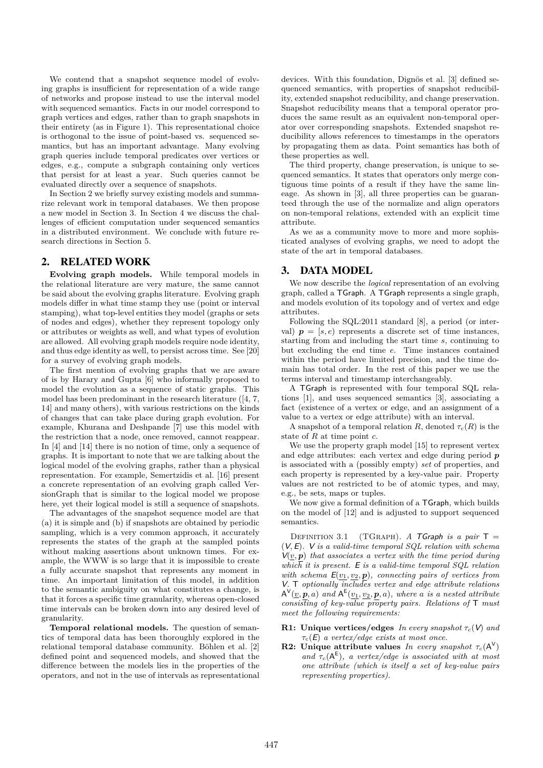We contend that a snapshot sequence model of evolving graphs is insufficient for representation of a wide range of networks and propose instead to use the interval model with sequenced semantics. Facts in our model correspond to graph vertices and edges, rather than to graph snapshots in their entirety (as in Figure 1). This representational choice is orthogonal to the issue of point-based vs. sequenced semantics, but has an important advantage. Many evolving graph queries include temporal predicates over vertices or edges, e.g., compute a subgraph containing only vertices that persist for at least a year. Such queries cannot be evaluated directly over a sequence of snapshots.

In Section 2 we briefly survey existing models and summarize relevant work in temporal databases. We then propose a new model in Section 3. In Section 4 we discuss the challenges of efficient computation under sequenced semantics in a distributed environment. We conclude with future research directions in Section 5.

## 2. RELATED WORK

**Evolving graph models.** While temporal models in the relational literature are very mature, the same cannot be said about the evolving graphs literature. Evolving graph models differ in what time stamp they use (point or interval stamping), what top-level entities they model (graphs or sets of nodes and edges), whether they represent topology only or attributes or weights as well, and what types of evolution are allowed. All evolving graph models require node identity, and thus edge identity as well, to persist across time. See [20] for a survey of evolving graph models.

The first mention of evolving graphs that we are aware of is by Harary and Gupta [6] who informally proposed to model the evolution as a sequence of static graphs. This model has been predominant in the research literature ([4, 7, 14] and many others), with various restrictions on the kinds of changes that can take place during graph evolution. For example, Khurana and Deshpande [7] use this model with the restriction that a node, once removed, cannot reappear. In [4] and [14] there is no notion of time, only a sequence of graphs. It is important to note that we are talking about the logical model of the evolving graphs, rather than a physical representation. For example, Semertzidis et al. [16] present a concrete representation of an evolving graph called VersionGraph that is similar to the logical model we propose here, yet their logical model is still a sequence of snapshots.

The advantages of the snapshot sequence model are that (a) it is simple and (b) if snapshots are obtained by periodic sampling, which is a very common approach, it accurately represents the states of the graph at the sampled points without making assertions about unknown times. For example, the WWW is so large that it is impossible to create a fully accurate snapshot that represents any moment in time. An important limitation of this model, in addition to the semantic ambiguity on what constitutes a change, is that it forces a specific time granularity, whereas open-closed time intervals can be broken down into any desired level of granularity.

**Temporal relational models.** The question of semantics of temporal data has been thoroughly explored in the relational temporal database community. Böhlen et al. [2] defined point and sequenced models, and showed that the difference between the models lies in the properties of the operators, and not in the use of intervals as representational devices. With this foundation, Dignös et al. [3] defined sequenced semantics, with properties of snapshot reducibility, extended snapshot reducibility, and change preservation. Snapshot reducibility means that a temporal operator produces the same result as an equivalent non-temporal operator over corresponding snapshots. Extended snapshot reducibility allows references to timestamps in the operators by propagating them as data. Point semantics has both of these properties as well.

The third property, change preservation, is unique to sequenced semantics. It states that operators only merge contiguous time points of a result if they have the same lineage. As shown in [3], all three properties can be guaranteed through the use of the normalize and align operators on non-temporal relations, extended with an explicit time attribute.

As we as a community move to more and more sophisticated analyses of evolving graphs, we need to adopt the state of the art in temporal databases.

## 3. DATA MODEL

We now describe the *logical* representation of an evolving graph, called a TGraph. A TGraph represents a single graph, and models evolution of its topology and of vertex and edge attributes.

Following the SQL:2011 standard [8], a period (or interval) $\boldsymbol{p} = [s, e)$ represents a discrete set of time instances, starting from and including the start time $s$, continuing to but excluding the end time $e$. Time instances contained within the period have limited precision, and the time domain has total order. In the rest of this paper we use the terms interval and timestamp interchangeably.

A TGraph is represented with four temporal SQL relations [1], and uses sequenced semantics [3], associating a fact (existence of a vertex or edge, and an assignment of a value to a vertex or edge attribute) with an interval.

A snapshot of a temporal relation $R$, denoted $\tau_c(R)$ is the state of $R$ at time point $c$.

We use the property graph model [15] to represent vertex and edge attributes: each vertex and edge during period $\boldsymbol{p}$ is associated with a (possibly empty) *set* of properties, and each property is represented by a key-value pair. Property values are not restricted to be of atomic types, and may, e.g., be sets, maps or tuples.

We now give a formal definition of a TGraph, which builds on the model of [12] and is adjusted to support sequenced semantics.

Definition 3.1 (TGraph). *A TGraph is a pair $\mathsf{T} = (\mathsf{V}, \mathsf{E})$. $\mathsf{V}$ is a valid-time temporal SQL relation with schema $\mathsf{V}(\underline{v}, \underline{\boldsymbol{p}})$ that associates a vertex with the time period during which it is present. $\mathsf{E}$ is a valid-time temporal SQL relation with schema $\mathsf{E}(\underline{v_1}, \underline{v_2}, \underline{\boldsymbol{p}})$, connecting pairs of vertices from $\mathsf{V}$. $\mathsf{T}$ optionally includes vertex and edge attribute relations $\mathsf{A}^{\mathsf{V}}(\underline{v}, \underline{\boldsymbol{p}}, a)$ and $\mathsf{A}^{\mathsf{E}}(\underline{v_1}, \underline{v_2}, \underline{\boldsymbol{p}}, a)$, where $a$ is a nested attribute consisting of key-value property pairs. Relations of $\mathsf{T}$ must meet the following requirements:*

- **R1: Unique vertices/edges** *In every snapshot $\tau_c(\mathsf{V})$ and $\tau_c(\mathsf{E})$ a vertex/edge exists at most once.*
- **R2: Unique attribute values** *In every snapshot $\tau_c(\mathsf{A}^{\mathsf{V}})$ and $\tau_c(\mathsf{A}^{\mathsf{E}})$, a vertex/edge is associated with at most one attribute (which is itself a set of key-value pairs representing properties).*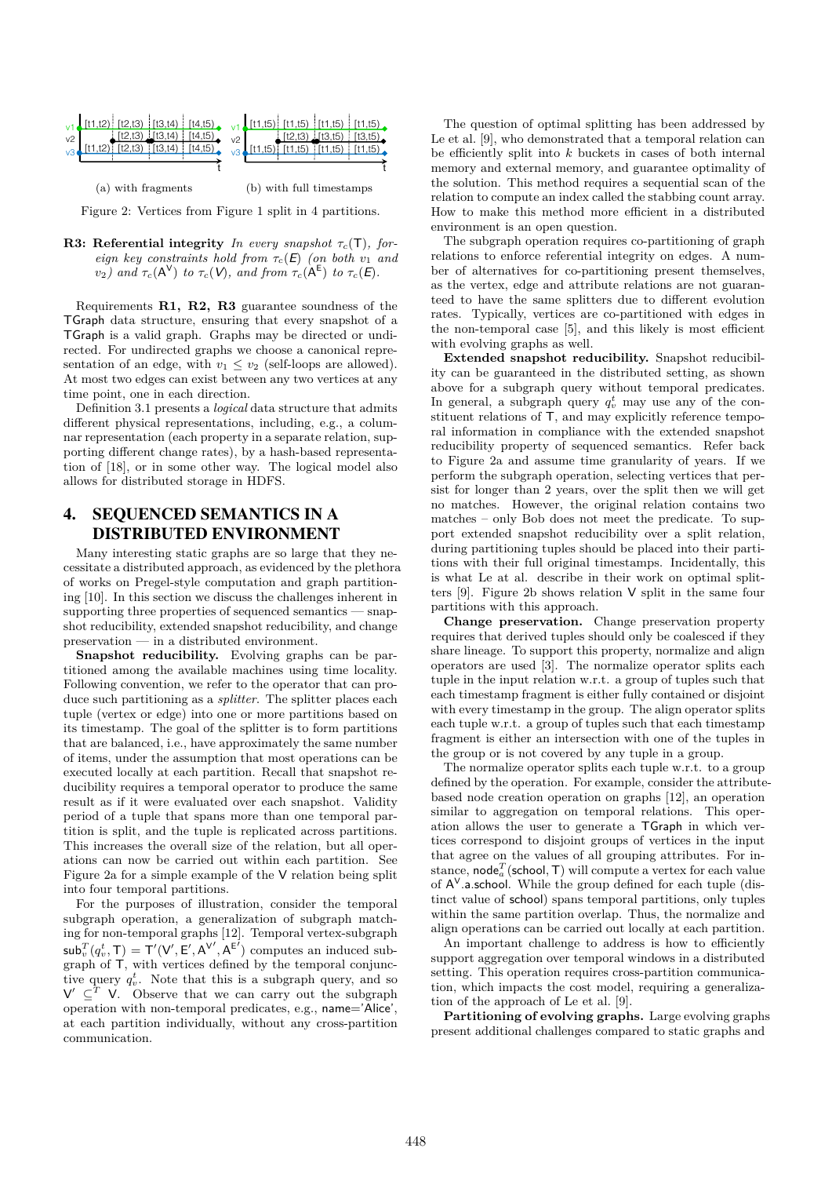(a) with fragments (b) with full timestamps

Figure 2: Vertices from Figure 1 split in 4 partitions.

**R3: Referential integrity** *In every snapshot $\tau_c(\mathsf{T})$, foreign key constraints hold from $\tau_c(E)$ (on both $v_1$ and $v_2$) and $\tau_c(\mathsf{A}^\mathsf{V})$ to $\tau_c(V)$, and from $\tau_c(\mathsf{A}^\mathsf{E})$ to $\tau_c(E)$.*

Requirements **R1, R2, R3** guarantee soundness of the TGraph data structure, ensuring that every snapshot of a TGraph is a valid graph. Graphs may be directed or undirected. For undirected graphs we choose a canonical representation of an edge, with $v_1 \leq v_2$ (self-loops are allowed). At most two edges can exist between any two vertices at any time point, one in each direction.

Definition 3.1 presents a *logical* data structure that admits different physical representations, including, e.g., a columnar representation (each property in a separate relation, supporting different change rates), by a hash-based representation of [18], or in some other way. The logical model also allows for distributed storage in HDFS.

# 4. SEQUENCED SEMANTICS IN A DISTRIBUTED ENVIRONMENT

Many interesting static graphs are so large that they necessitate a distributed approach, as evidenced by the plethora of works on Pregel-style computation and graph partitioning [10]. In this section we discuss the challenges inherent in supporting three properties of sequenced semantics — snapshot reducibility, extended snapshot reducibility, and change preservation — in a distributed environment.

**Snapshot reducibility.** Evolving graphs can be partitioned among the available machines using time locality. Following convention, we refer to the operator that can produce such partitioning as a *splitter*. The splitter places each tuple (vertex or edge) into one or more partitions based on its timestamp. The goal of the splitter is to form partitions that are balanced, i.e., have approximately the same number of items, under the assumption that most operations can be executed locally at each partition. Recall that snapshot reducibility requires a temporal operator to produce the same result as if it were evaluated over each snapshot. Validity period of a tuple that spans more than one temporal partition is split, and the tuple is replicated across partitions. This increases the overall size of the relation, but all operations can now be carried out within each partition. See Figure 2a for a simple example of the V relation being split into four temporal partitions.

For the purposes of illustration, consider the temporal subgraph operation, a generalization of subgraph matching for non-temporal graphs [12]. Temporal vertex-subgraph $\mathsf{sub}^T_v(q^t_v, \mathsf{T}) = \mathsf{T}'(\mathsf{V}', \mathsf{E}', \mathsf{A}^{\mathsf{V}'}, \mathsf{A}^{\mathsf{E}'})$ computes an induced subgraph of T, with vertices defined by the temporal conjunctive query $q^t_v$. Note that this is a subgraph query, and so $\mathsf{V}' \subseteq^T \mathsf{V}$. Observe that we can carry out the subgraph operation with non-temporal predicates, e.g., name='Alice', at each partition individually, without any cross-partition communication.

The question of optimal splitting has been addressed by Le et al. [9], who demonstrated that a temporal relation can be efficiently split into $k$ buckets in cases of both internal memory and external memory, and guarantee optimality of the solution. This method requires a sequential scan of the relation to compute an index called the stabbing count array. How to make this method more efficient in a distributed environment is an open question.

The subgraph operation requires co-partitioning of graph relations to enforce referential integrity on edges. A number of alternatives for co-partitioning present themselves, as the vertex, edge and attribute relations are not guaranteed to have the same splitters due to different evolution rates. Typically, vertices are co-partitioned with edges in the non-temporal case [5], and this likely is most efficient with evolving graphs as well.

**Extended snapshot reducibility.** Snapshot reducibility can be guaranteed in the distributed setting, as shown above for a subgraph query without temporal predicates. In general, a subgraph query $q^t_v$ may use any of the constituent relations of T, and may explicitly reference temporal information in compliance with the extended snapshot reducibility property of sequenced semantics. Refer back to Figure 2a and assume time granularity of years. If we perform the subgraph operation, selecting vertices that persist for longer than 2 years, over the split then we will get no matches. However, the original relation contains two matches – only Bob does not meet the predicate. To support extended snapshot reducibility over a split relation, during partitioning tuples should be placed into their partitions with their full original timestamps. Incidentally, this is what Le at al. describe in their work on optimal splitters [9]. Figure 2b shows relation V split in the same four partitions with this approach.

**Change preservation.** Change preservation property requires that derived tuples should only be coalesced if they share lineage. To support this property, normalize and align operators are used [3]. The normalize operator splits each tuple in the input relation w.r.t. a group of tuples such that each timestamp fragment is either fully contained or disjoint with every timestamp in the group. The align operator splits each tuple w.r.t. a group of tuples such that each timestamp fragment is either an intersection with one of the tuples in the group or is not covered by any tuple in a group.

The normalize operator splits each tuple w.r.t. to a group defined by the operation. For example, consider the attribute-based node creation operation on graphs [12], an operation similar to aggregation on temporal relations. This operation allows the user to generate a TGraph in which vertices correspond to disjoint groups of vertices in the input that agree on the values of all grouping attributes. For instance, $\mathsf{node}^T_a(\mathsf{school}, \mathsf{T})$ will compute a vertex for each value of $\mathsf{A}^\mathsf{V}$.a.school. While the group defined for each tuple (distinct value of school) spans temporal partitions, only tuples within the same partition overlap. Thus, the normalize and align operations can be carried out locally at each partition.

An important challenge to address is how to efficiently support aggregation over temporal windows in a distributed setting. This operation requires cross-partition communication, which impacts the cost model, requiring a generalization of the approach of Le et al. [9].

**Partitioning of evolving graphs.** Large evolving graphs present additional challenges compared to static graphs and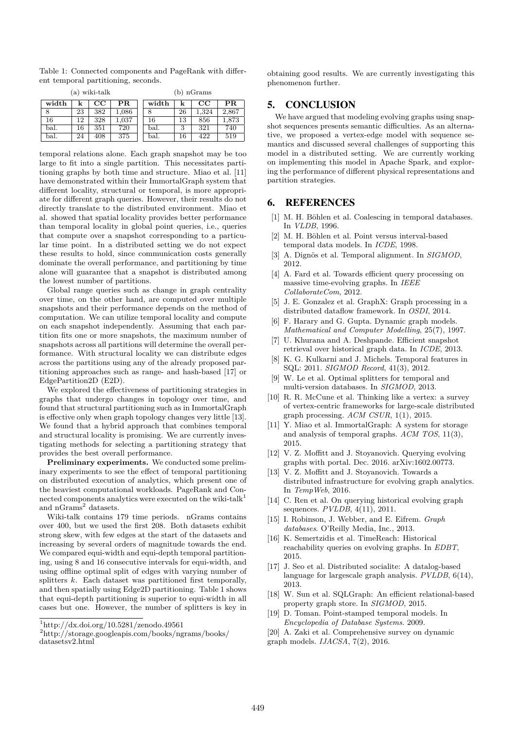Table 1: Connected components and PageRank with different temporal partitioning, seconds.

(a) wiki-talk

| width | k | CC | PR |
|---|---|---|---|
| 8 | 23 | 382 | 1,086 |
| 16 | 12 | 328 | 1,037 |
| bal. | 16 | 351 | 720 |
| bal. | 24 | 408 | 375 |

(b) nGrams

| width | k | CC | PR |
|---|---|---|---|
| 8 | 26 | 1,324 | 2,867 |
| 16 | 13 | 856 | 1,873 |
| bal. | 3 | 321 | 740 |
| bal. | 16 | 422 | 519 |

temporal relations alone. Each graph snapshot may be too large to fit into a single partition. This necessitates partitioning graphs by both time and structure. Miao et al. [11] have demonstrated within their ImmortalGraph system that different locality, structural or temporal, is more appropriate for different graph queries. However, their results do not directly translate to the distributed environment. Miao et al. showed that spatial locality provides better performance than temporal locality in global point queries, i.e., queries that compute over a snapshot corresponding to a particular time point. In a distributed setting we do not expect these results to hold, since communication costs generally dominate the overall performance, and partitioning by time alone will guarantee that a snapshot is distributed among the lowest number of partitions.

Global range queries such as change in graph centrality over time, on the other hand, are computed over multiple snapshots and their performance depends on the method of computation. We can utilize temporal locality and compute on each snapshot independently. Assuming that each partition fits one or more snapshots, the maximum number of snapshots across all partitions will determine the overall performance. With structural locality we can distribute edges across the partitions using any of the already proposed partitioning approaches such as range- and hash-based [17] or EdgePartition2D (E2D).

We explored the effectiveness of partitioning strategies in graphs that undergo changes in topology over time, and found that structural partitioning such as in ImmortalGraph is effective only when graph topology changes very little [13]. We found that a hybrid approach that combines temporal and structural locality is promising. We are currently investigating methods for selecting a partitioning strategy that provides the best overall performance.

**Preliminary experiments.** We conducted some preliminary experiments to see the effect of temporal partitioning on distributed execution of analytics, which present one of the heaviest computational workloads. PageRank and Connected components analytics were executed on the wiki-talk[1] and nGrams[2] datasets.

Wiki-talk contains 179 time periods. nGrams contains over 400, but we used the first 208. Both datasets exhibit strong skew, with few edges at the start of the datasets and increasing by several orders of magnitude towards the end. We compared equi-width and equi-depth temporal partitioning, using 8 and 16 consecutive intervals for equi-width, and using offline optimal split of edges with varying number of splitters $k$. Each dataset was partitioned first temporally, and then spatially using Edge2D partitioning. Table 1 shows that equi-depth partitioning is superior to equi-width in all cases but one. However, the number of splitters is key in obtaining good results. We are currently investigating this phenomenon further.

[1] http://dx.doi.org/10.5281/zenodo.49561

[2] http://storage.googleapis.com/books/ngrams/books/datasetsv2.html

## 5. CONCLUSION

We have argued that modeling evolving graphs using snapshot sequences presents semantic difficulties. As an alternative, we proposed a vertex-edge model with sequence semantics and discussed several challenges of supporting this model in a distributed setting. We are currently working on implementing this model in Apache Spark, and exploring the performance of different physical representations and partition strategies.

## 6. REFERENCES

[1] M. H. Böhlen et al. Coalescing in temporal databases. In *VLDB*, 1996.

[2] M. H. Böhlen et al. Point versus interval-based temporal data models. In *ICDE*, 1998.

[3] A. Dignös et al. Temporal alignment. In *SIGMOD*, 2012.

[4] A. Fard et al. Towards efficient query processing on massive time-evolving graphs. In *IEEE CollaborateCom*, 2012.

[5] J. E. Gonzalez et al. GraphX: Graph processing in a distributed dataflow framework. In *OSDI*, 2014.

[6] F. Harary and G. Gupta. Dynamic graph models. *Mathematical and Computer Modelling*, 25(7), 1997.

[7] U. Khurana and A. Deshpande. Efficient snapshot retrieval over historical graph data. In *ICDE*, 2013.

[8] K. G. Kulkarni and J. Michels. Temporal features in SQL: 2011. *SIGMOD Record*, 41(3), 2012.

[9] W. Le et al. Optimal splitters for temporal and multi-version databases. In *SIGMOD*, 2013.

[10] R. R. McCune et al. Thinking like a vertex: a survey of vertex-centric frameworks for large-scale distributed graph processing. *ACM CSUR*, 1(1), 2015.

[11] Y. Miao et al. ImmortalGraph: A system for storage and analysis of temporal graphs. *ACM TOS*, 11(3), 2015.

[12] V. Z. Moffitt and J. Stoyanovich. Querying evolving graphs with portal. Dec. 2016. arXiv:1602.00773.

[13] V. Z. Moffitt and J. Stoyanovich. Towards a distributed infrastructure for evolving graph analytics. In *TempWeb*, 2016.

[14] C. Ren et al. On querying historical evolving graph sequences. *PVLDB*, 4(11), 2011.

[15] I. Robinson, J. Webber, and E. Eifrem. *Graph databases*. O'Reilly Media, Inc., 2013.

[16] K. Semertzidis et al. TimeReach: Historical reachability queries on evolving graphs. In *EDBT*, 2015.

[17] J. Seo et al. Distributed socialite: A datalog-based language for largescale graph analysis. *PVLDB*, 6(14), 2013.

[18] W. Sun et al. SQLGraph: An efficient relational-based property graph store. In *SIGMOD*, 2015.

[19] D. Toman. Point-stamped temporal models. In *Encyclopedia of Database Systems*. 2009.

[20] A. Zaki et al. Comprehensive survey on dynamic graph models. *IJACSA*, 7(2), 2016.